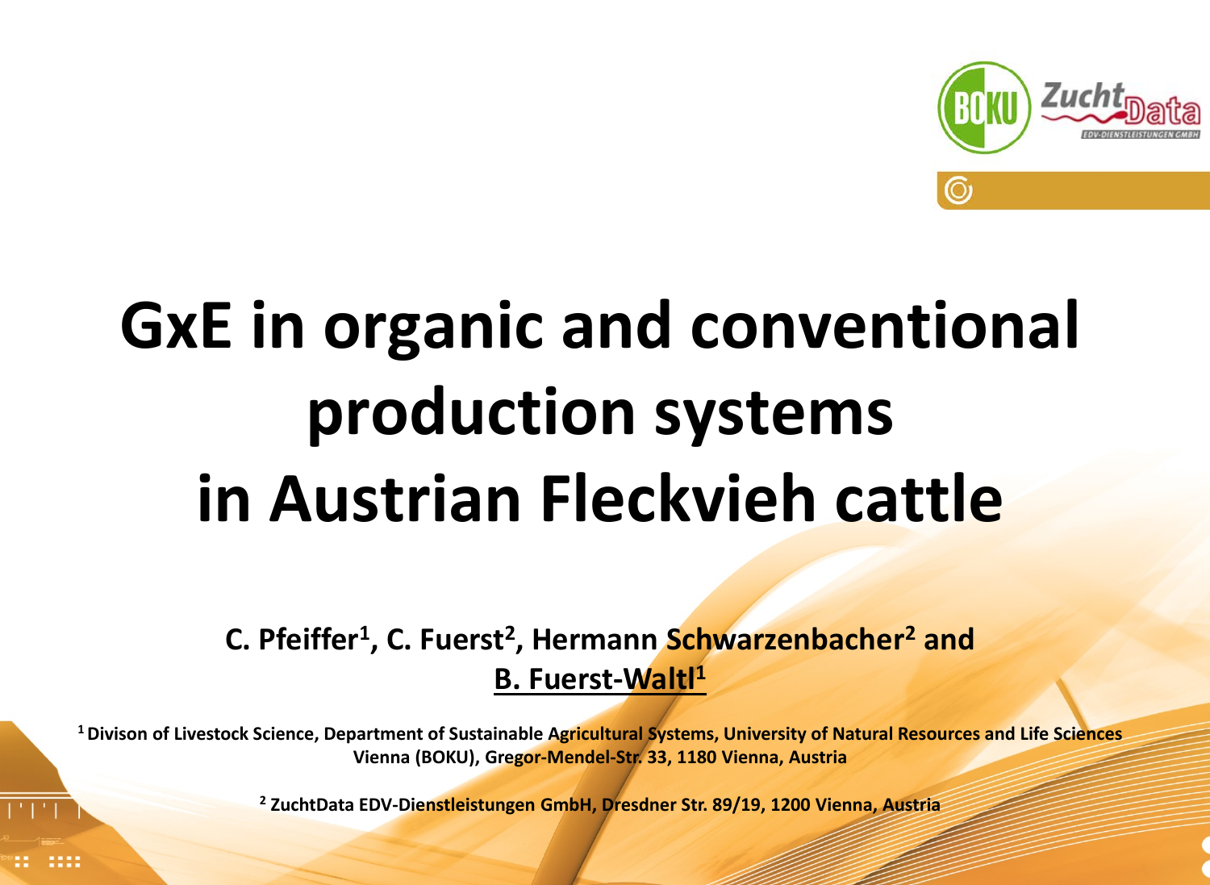# GxE in organic and conventional production systems in Austrian Fleckvieh cattle

**C. Pfeiffer[1], C. Fuerst[2], Hermann Schwarzenbacher[2] and B. Fuerst-Waltl[1]**

**[1] Divison of Livestock Science, Department of Sustainable Agricultural Systems, University of Natural Resources and Life Sciences Vienna (BOKU), Gregor-Mendel-Str. 33, 1180 Vienna, Austria**

**[2] ZuchtData EDV-Dienstleistungen GmbH, Dresdner Str. 89/19, 1200 Vienna, Austria**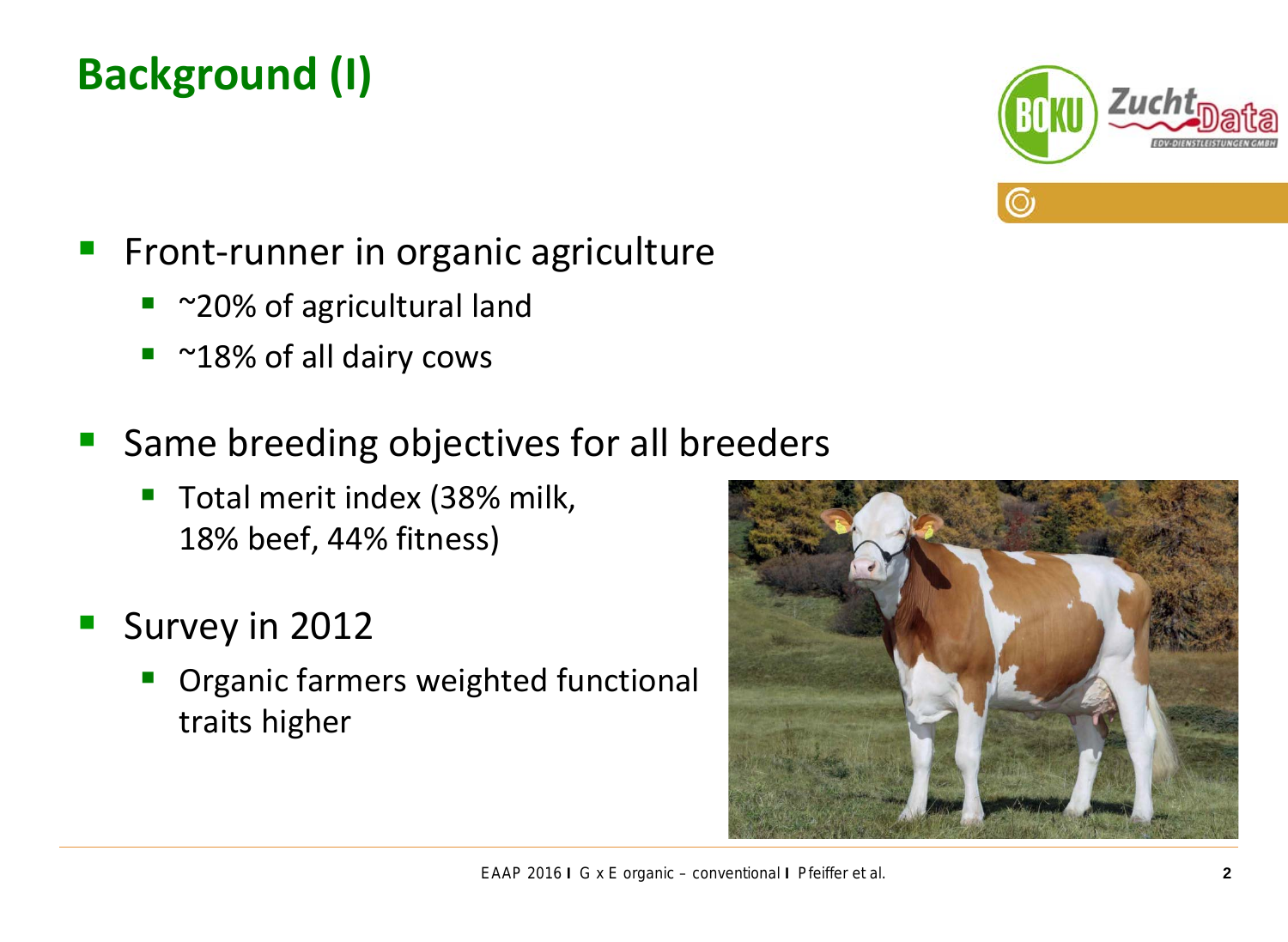# Background (I)

- Front-runner in organic agriculture
  - ~20% of agricultural land
  - ~18% of all dairy cows
- Same breeding objectives for all breeders
  - Total merit index (38% milk, 18% beef, 44% fitness)
- Survey in 2012
  - Organic farmers weighted functional traits higher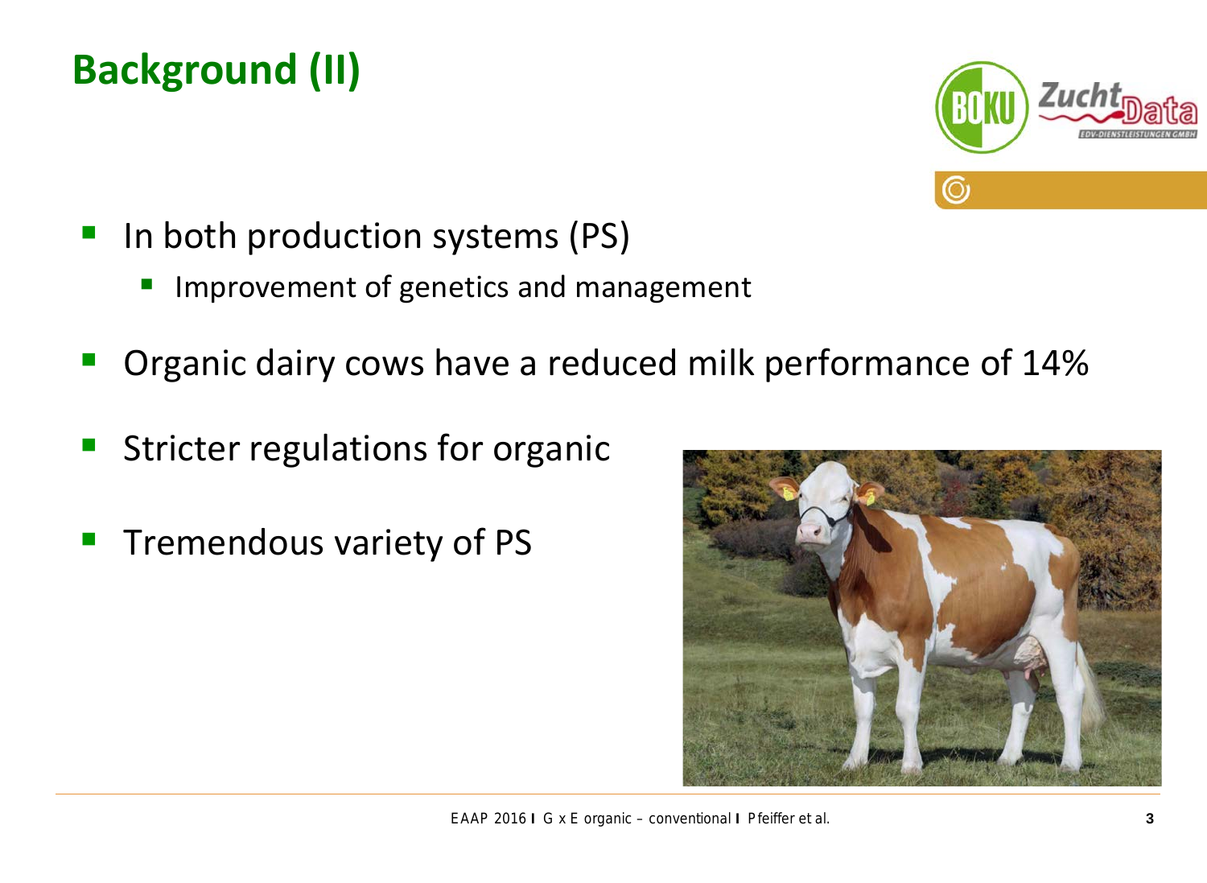# Background (II)

- In both production systems (PS)
  - Improvement of genetics and management
- Organic dairy cows have a reduced milk performance of 14%
- Stricter regulations for organic
- Tremendous variety of PS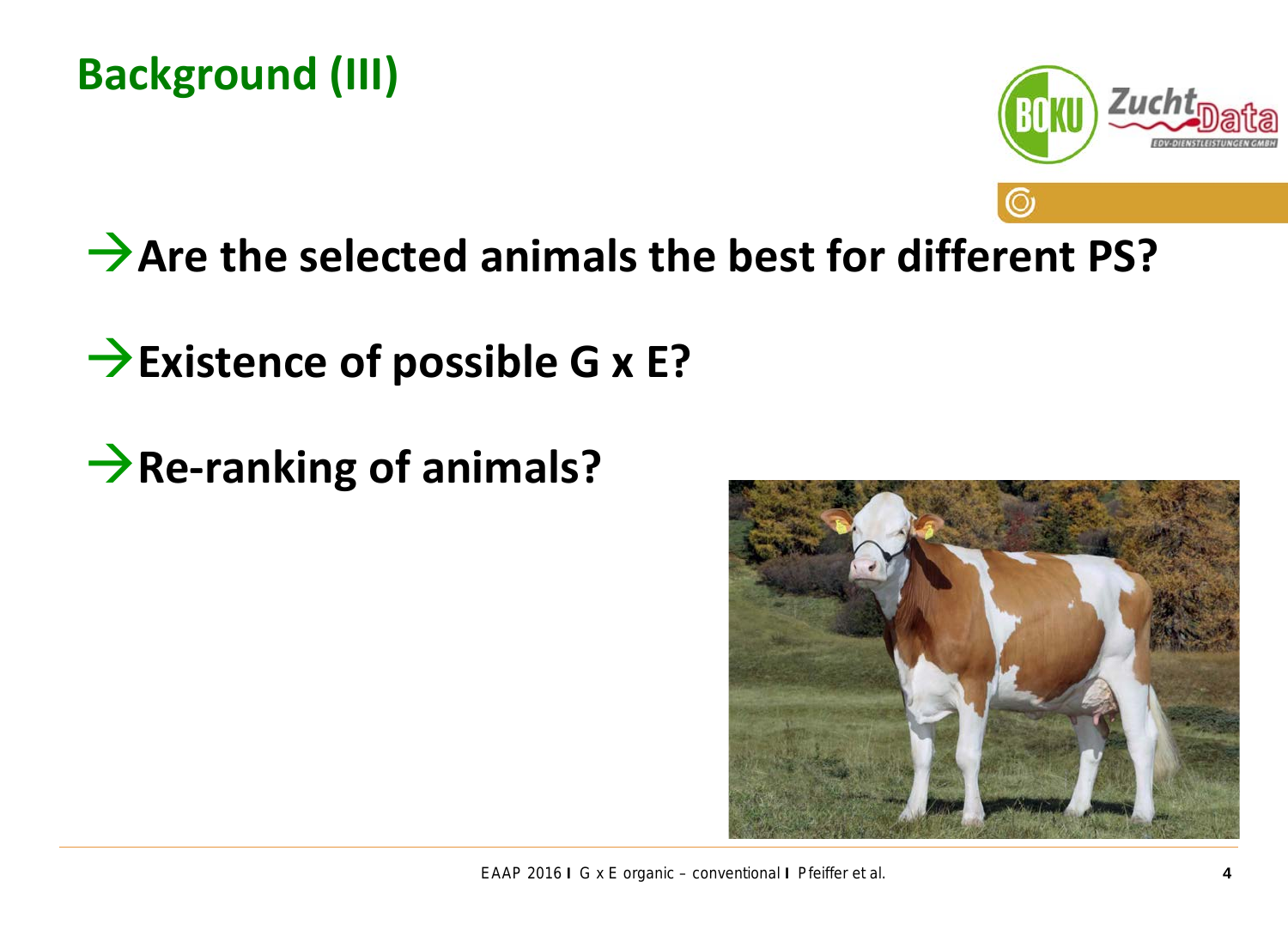# Background (III)

→ **Are the selected animals the best for different PS?**

→ **Existence of possible G x E?**

→ **Re-ranking of animals?**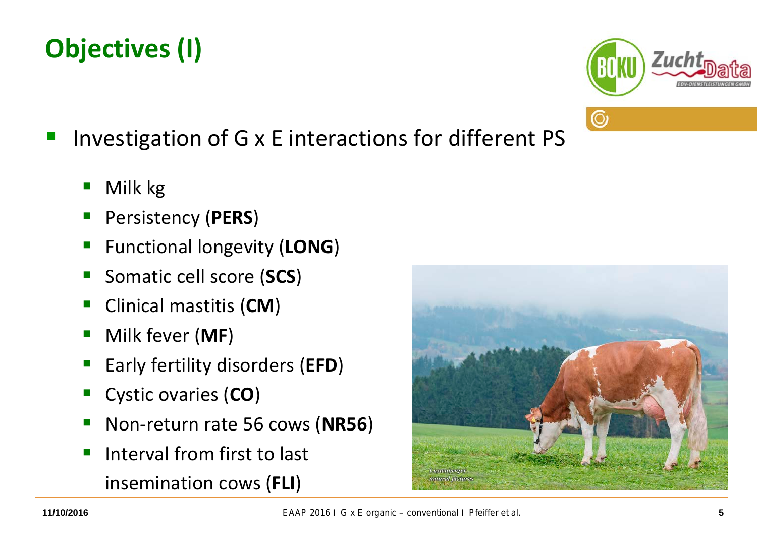# Objectives (I)

- Investigation of G x E interactions for different PS
  - Milk kg
  - Persistency (**PERS**)
  - Functional longevity (**LONG**)
  - Somatic cell score (**SCS**)
  - Clinical mastitis (**CM**)
  - Milk fever (**MF**)
  - Early fertility disorders (**EFD**)
  - Cystic ovaries (**CO**)
  - Non-return rate 56 cows (**NR56**)
  - Interval from first to last insemination cows (**FLI**)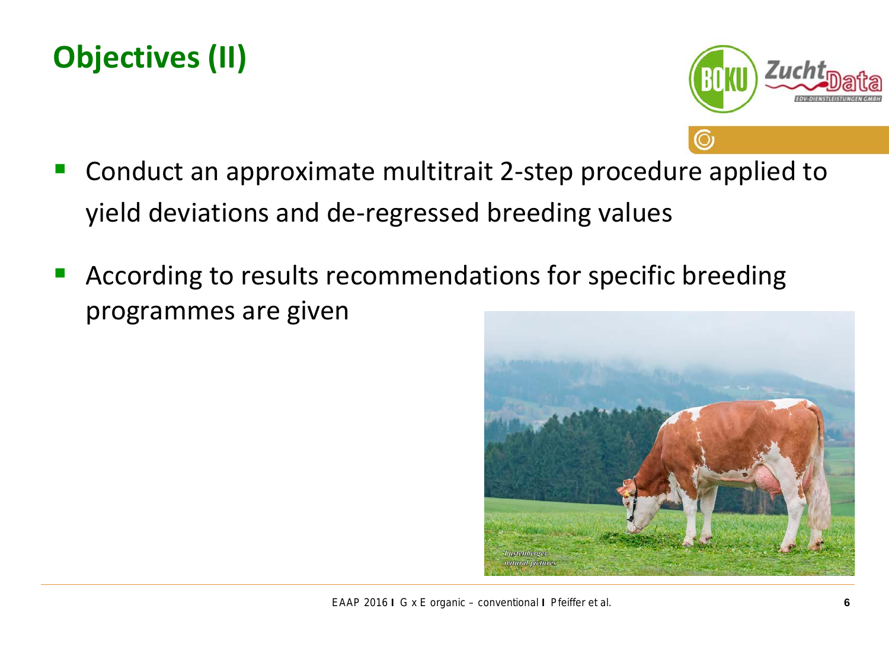# Objectives (II)

- Conduct an approximate multitrait 2-step procedure applied to yield deviations and de-regressed breeding values
- According to results recommendations for specific breeding programmes are given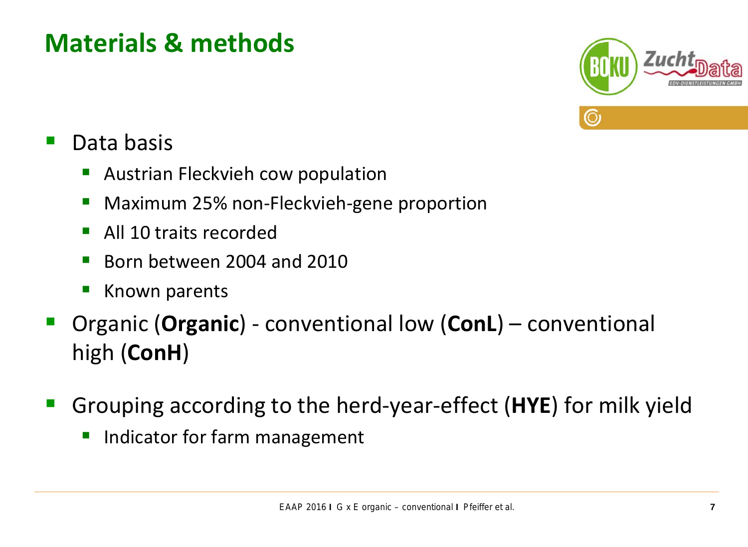# Materials & methods

- Data basis
  - Austrian Fleckvieh cow population
  - Maximum 25% non-Fleckvieh-gene proportion
  - All 10 traits recorded
  - Born between 2004 and 2010
  - Known parents
- Organic (**Organic**) - conventional low (**ConL**) – conventional high (**ConH**)
- Grouping according to the herd-year-effect (**HYE**) for milk yield
  - Indicator for farm management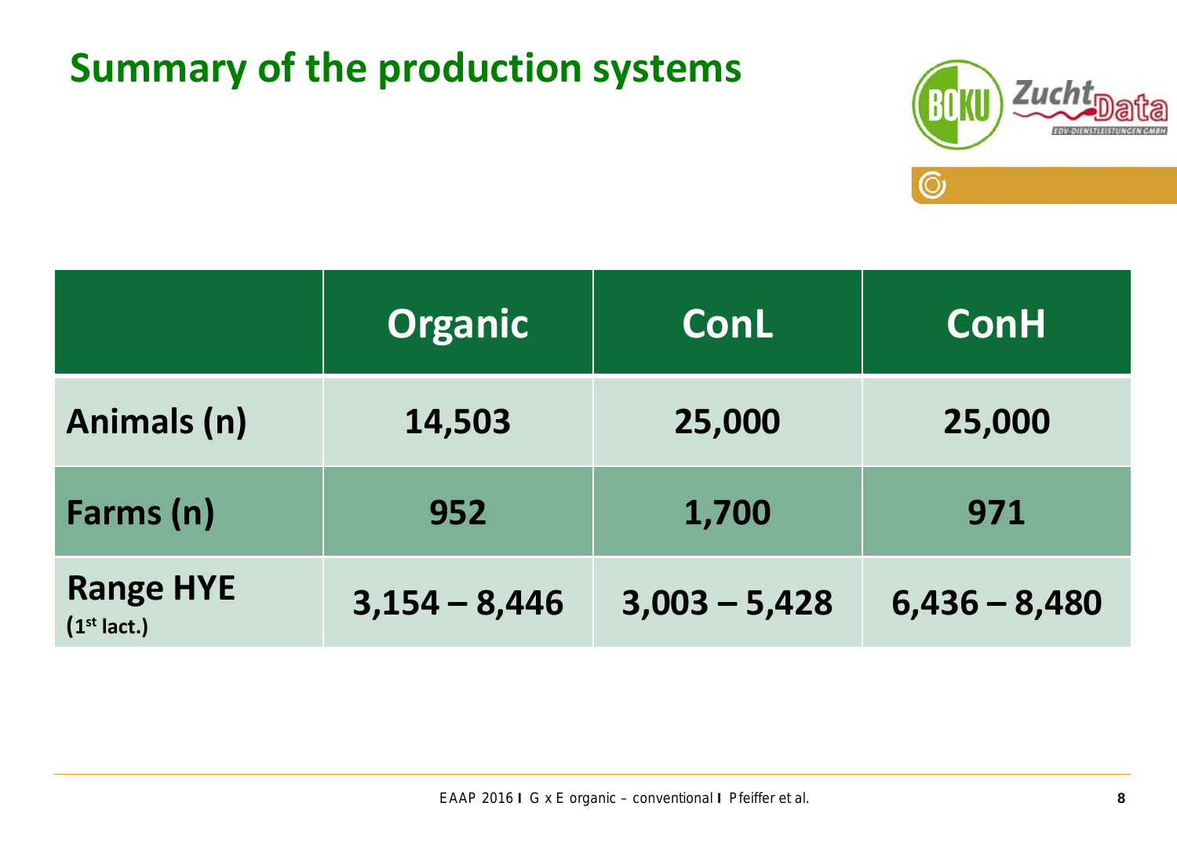# Summary of the production systems

| | Organic | ConL | ConH |
|---|---|---|---|
| **Animals (n)** | 14,503 | 25,000 | 25,000 |
| **Farms (n)** | 952 | 1,700 | 971 |
| **Range HYE** (1st lact.) | 3,154 – 8,446 | 3,003 – 5,428 | 6,436 – 8,480 |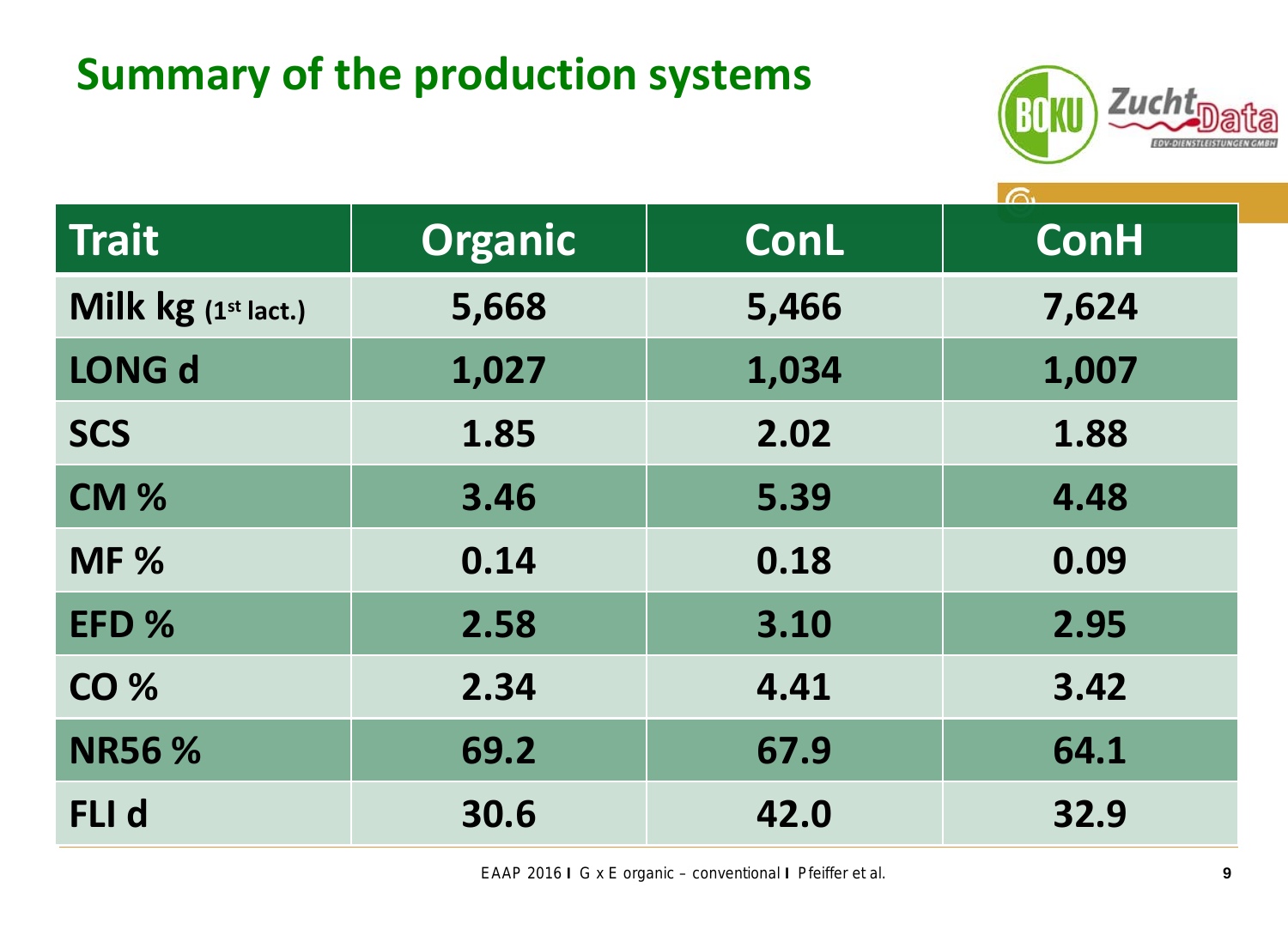# Summary of the production systems

| Trait | Organic | ConL | ConH |
|---|---|---|---|
| Milk kg (1st lact.) | 5,668 | 5,466 | 7,624 |
| LONG d | 1,027 | 1,034 | 1,007 |
| SCS | 1.85 | 2.02 | 1.88 |
| CM % | 3.46 | 5.39 | 4.48 |
| MF % | 0.14 | 0.18 | 0.09 |
| EFD % | 2.58 | 3.10 | 2.95 |
| CO % | 2.34 | 4.41 | 3.42 |
| NR56 % | 69.2 | 67.9 | 64.1 |
| FLI d | 30.6 | 42.0 | 32.9 |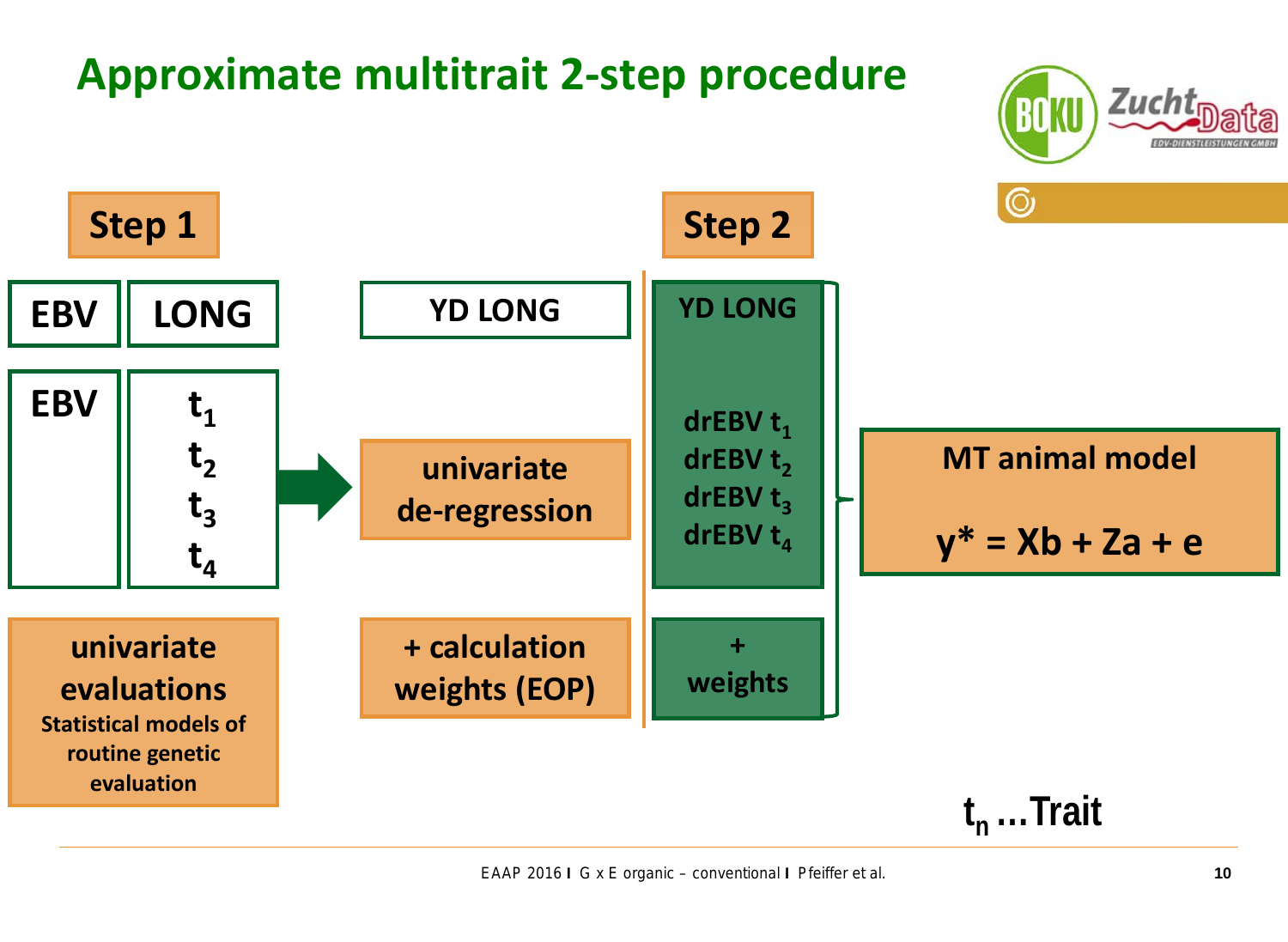# Approximate multitrait 2-step procedure

## Step 1

| EBV | LONG |
| --- | --- |
| EBV | $t_1$ <br> $t_2$ <br> $t_3$ <br> $t_4$ |

**univariate evaluations**

Statistical models of routine genetic evaluation

→

**YD LONG**

**univariate de-regression**

**+ calculation weights (EOP)**

## Step 2

**YD LONG**

drEBV $t_1$
drEBV $t_2$
drEBV $t_3$
drEBV $t_4$

**+ weights**

**MT animal model**

$$y^* = Xb + Za + e$$

$t_n$ ...Trait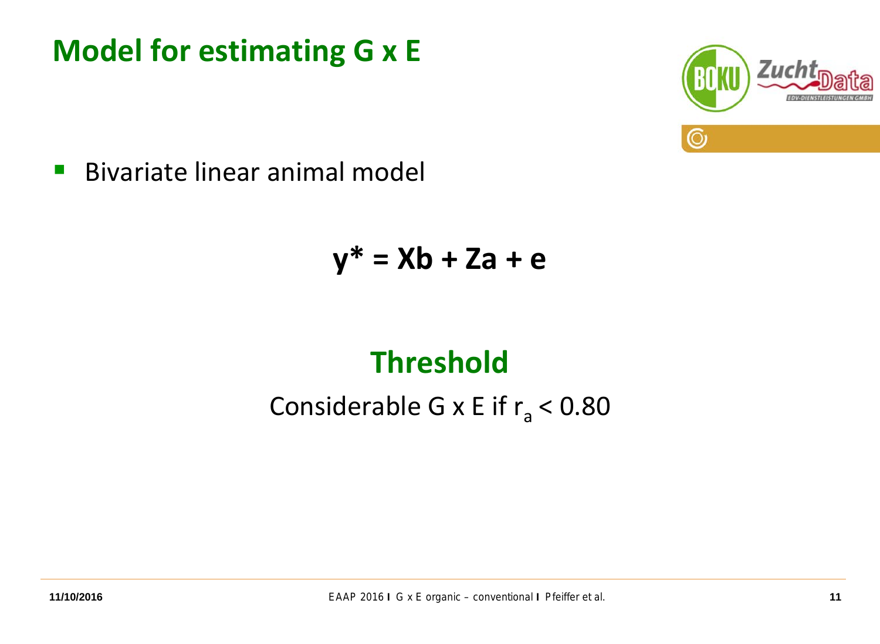# Model for estimating G x E

- Bivariate linear animal model

$$\mathbf{y^* = Xb + Za + e}$$

## Threshold

Considerable G x E if $r_a < 0.80$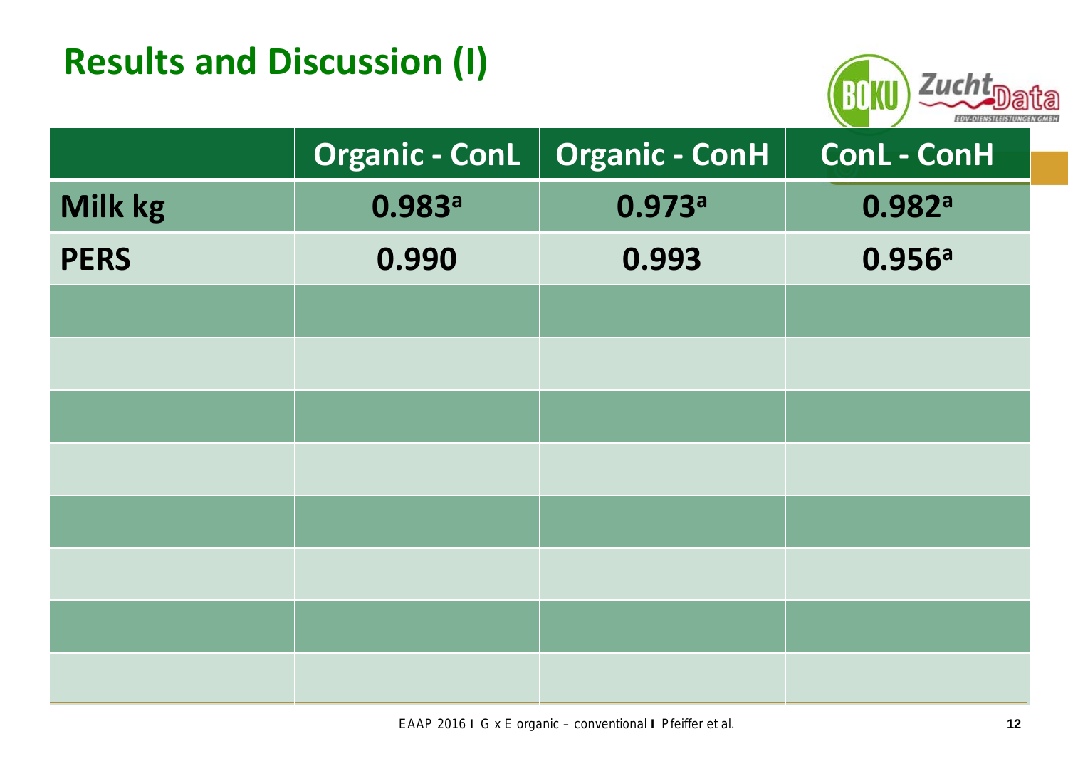## Results and Discussion (I)

| | Organic - ConL | Organic - ConH | ConL - ConH |
|---|---|---|---|
| Milk kg | 0.983[a] | 0.973[a] | 0.982[a] |
| PERS | 0.990 | 0.993 | 0.956[a] |
| | | | |
| | | | |
| | | | |
| | | | |
| | | | |
| | | | |
| | | | |
| | | | |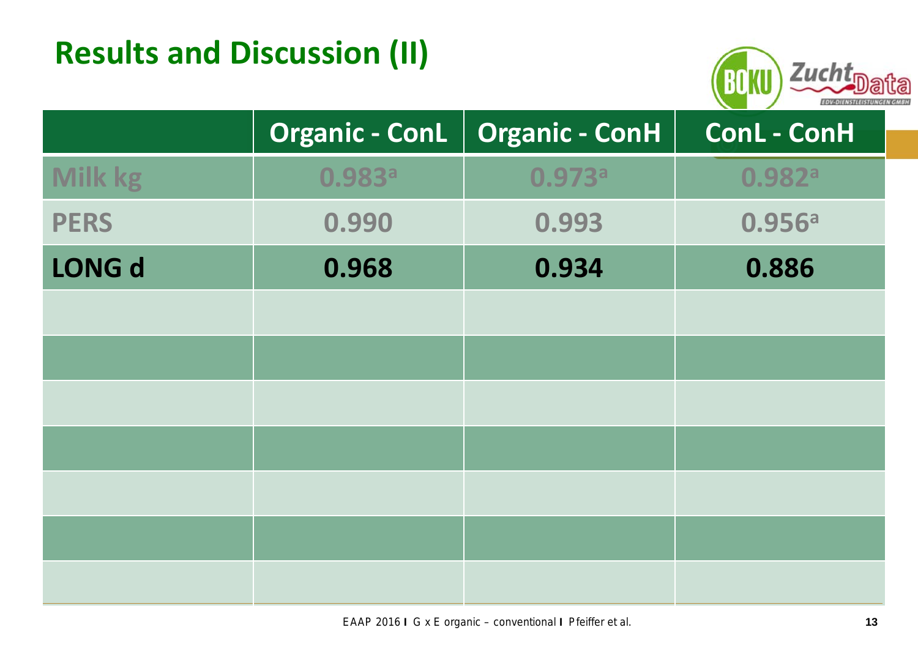# Results and Discussion (II)

| | Organic - ConL | Organic - ConH | ConL - ConH |
|---|---|---|---|
| Milk kg | 0.983[a] | 0.973[a] | 0.982[a] |
| PERS | 0.990 | 0.993 | 0.956[a] |
| **LONG d** | **0.968** | **0.934** | **0.886** |
| | | | |
| | | | |
| | | | |
| | | | |
| | | | |
| | | | |
| | | | |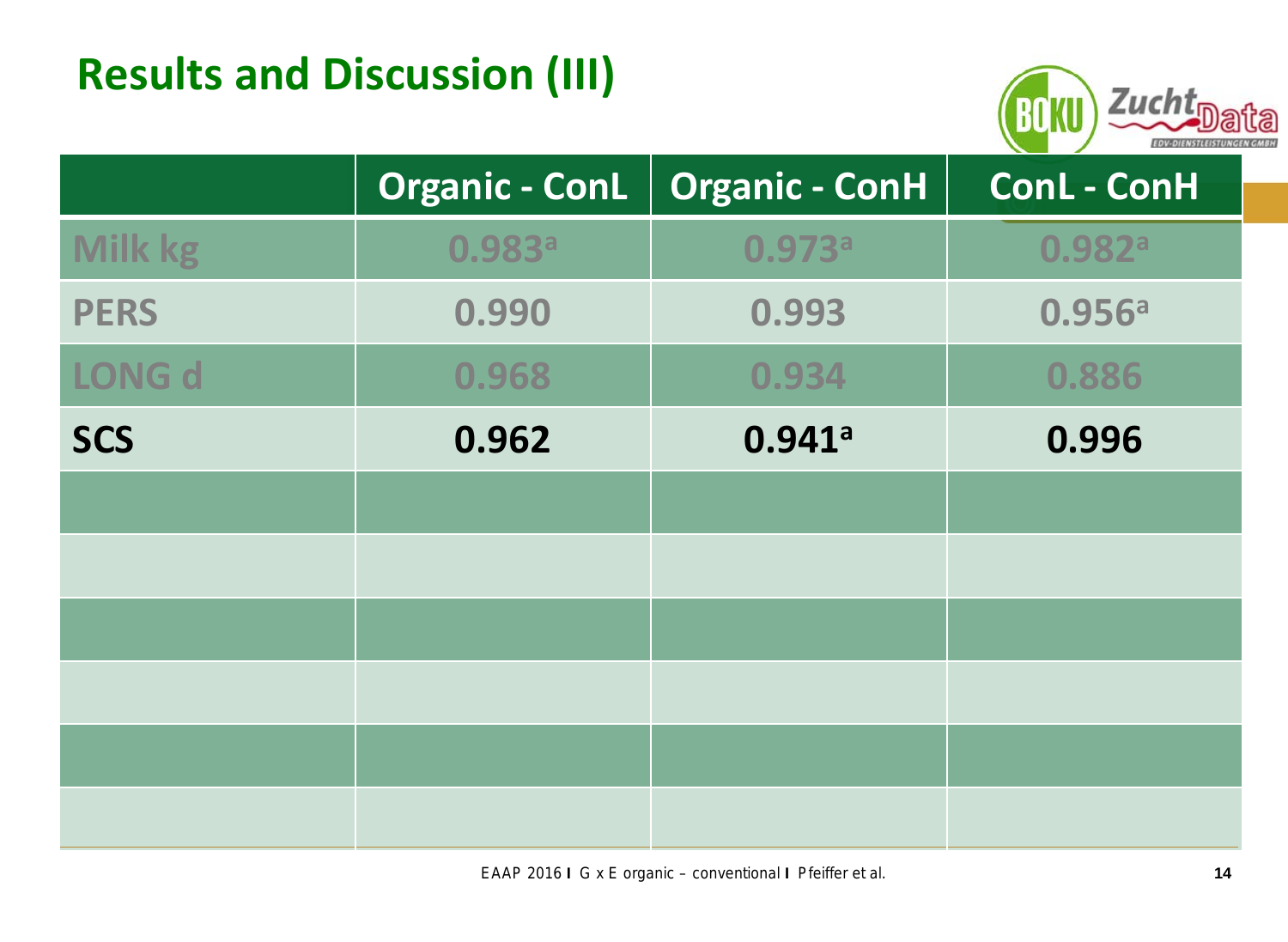## Results and Discussion (III)

| | Organic - ConL | Organic - ConH | ConL - ConH |
|---|---|---|---|
| Milk kg | 0.983[a] | 0.973[a] | 0.982[a] |
| PERS | 0.990 | 0.993 | 0.956[a] |
| LONG d | 0.968 | 0.934 | 0.886 |
| **SCS** | **0.962** | **0.941[a]** | **0.996** |
| | | | |
| | | | |
| | | | |
| | | | |
| | | | |
| | | | |

EAAP 2016 I G x E organic – conventional I Pfeiffer et al.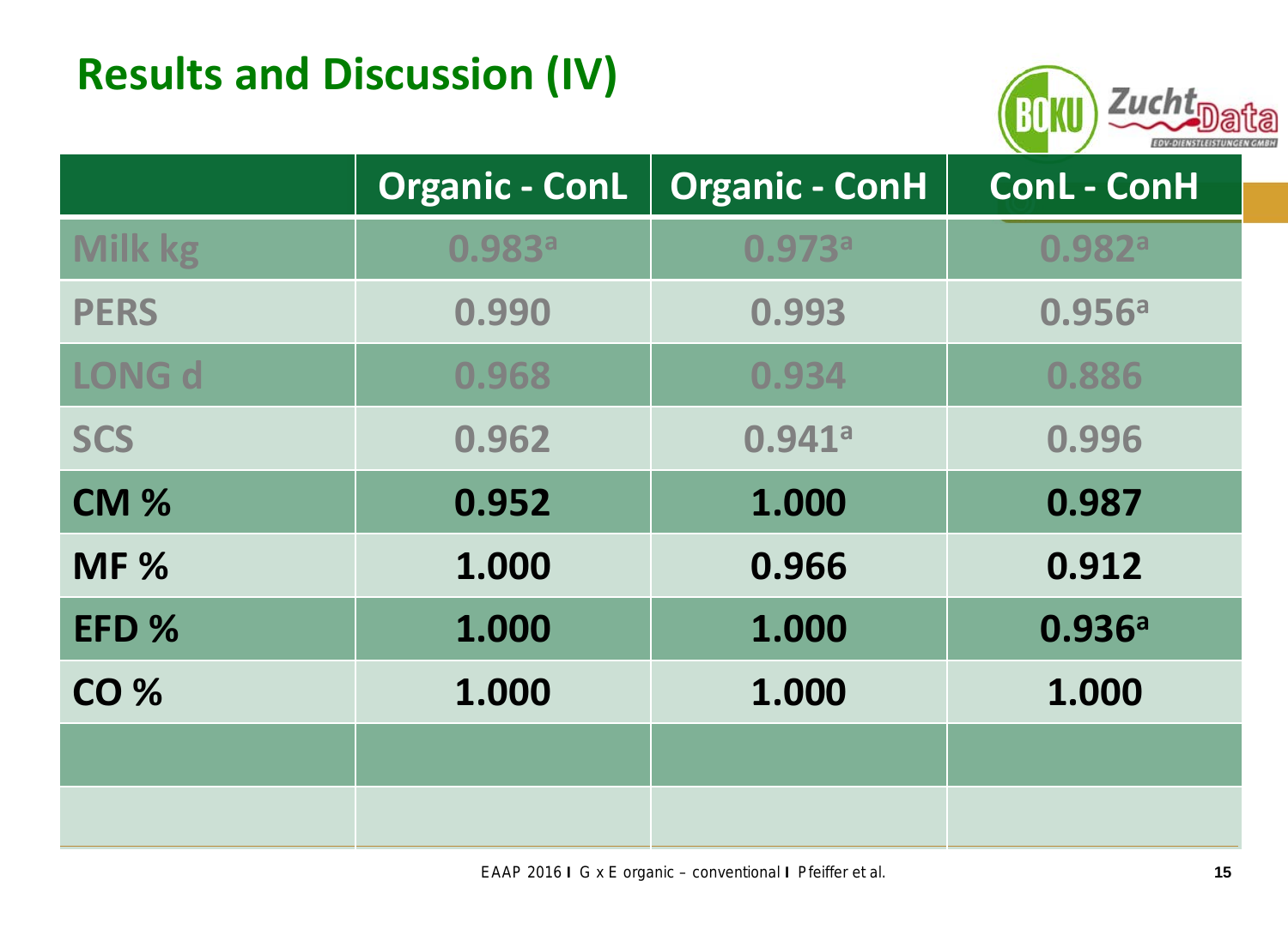## Results and Discussion (IV)

| | Organic - ConL | Organic - ConH | ConL - ConH |
|---|---|---|---|
| Milk kg | 0.983[a] | 0.973[a] | 0.982[a] |
| PERS | 0.990 | 0.993 | 0.956[a] |
| LONG d | 0.968 | 0.934 | 0.886 |
| SCS | 0.962 | 0.941[a] | 0.996 |
| CM % | 0.952 | 1.000 | 0.987 |
| MF % | 1.000 | 0.966 | 0.912 |
| EFD % | 1.000 | 1.000 | 0.936[a] |
| CO % | 1.000 | 1.000 | 1.000 |
| | | | |
| | | | |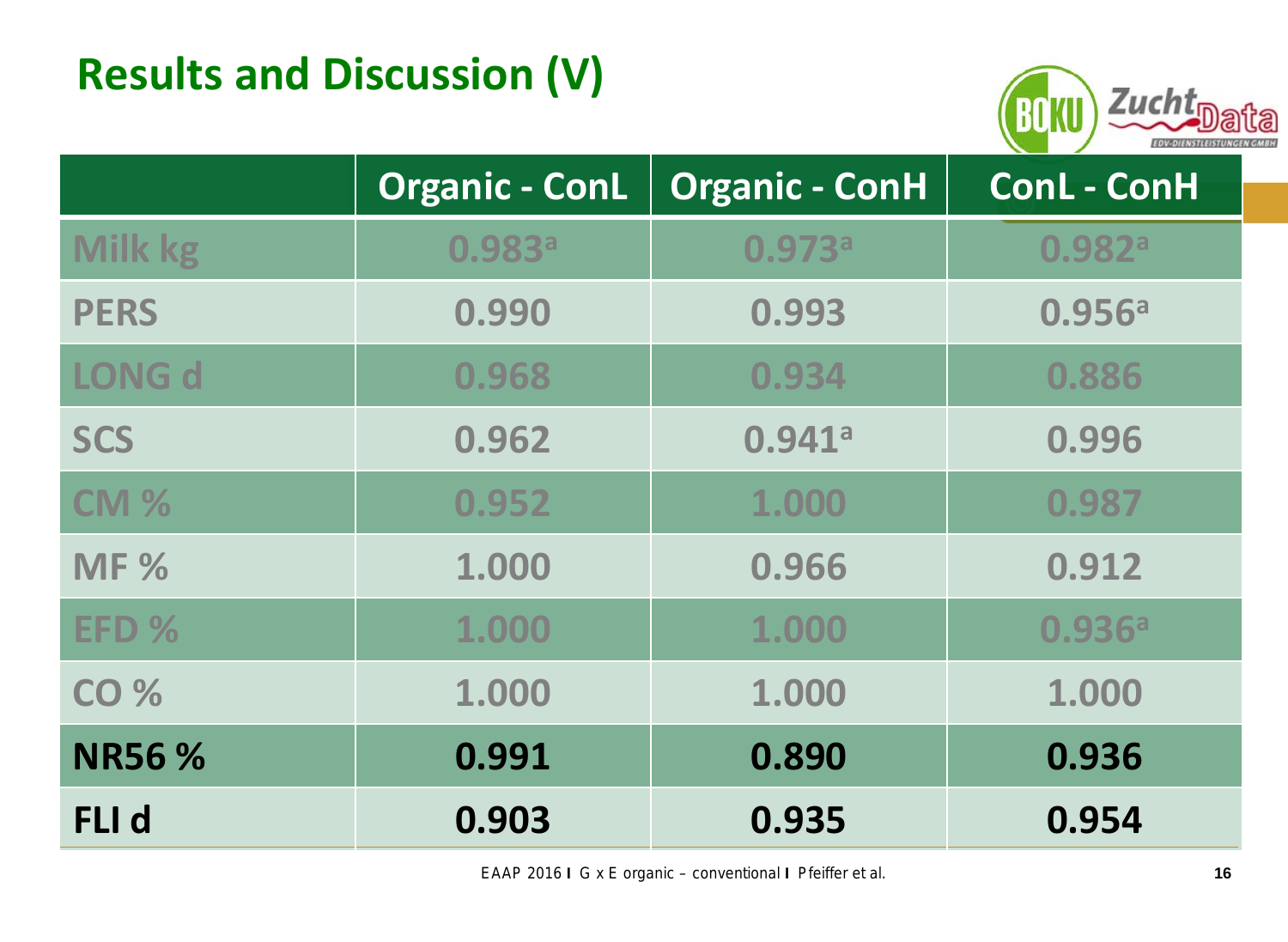# Results and Discussion (V)

| | Organic - ConL | Organic - ConH | ConL - ConH |
|---|---|---|---|
| Milk kg | 0.983[a] | 0.973[a] | 0.982[a] |
| PERS | 0.990 | 0.993 | 0.956[a] |
| LONG d | 0.968 | 0.934 | 0.886 |
| SCS | 0.962 | 0.941[a] | 0.996 |
| CM % | 0.952 | 1.000 | 0.987 |
| MF % | 1.000 | 0.966 | 0.912 |
| EFD % | 1.000 | 1.000 | 0.936[a] |
| CO % | 1.000 | 1.000 | 1.000 |
| **NR56 %** | **0.991** | **0.890** | **0.936** |
| **FLI d** | **0.903** | **0.935** | **0.954** |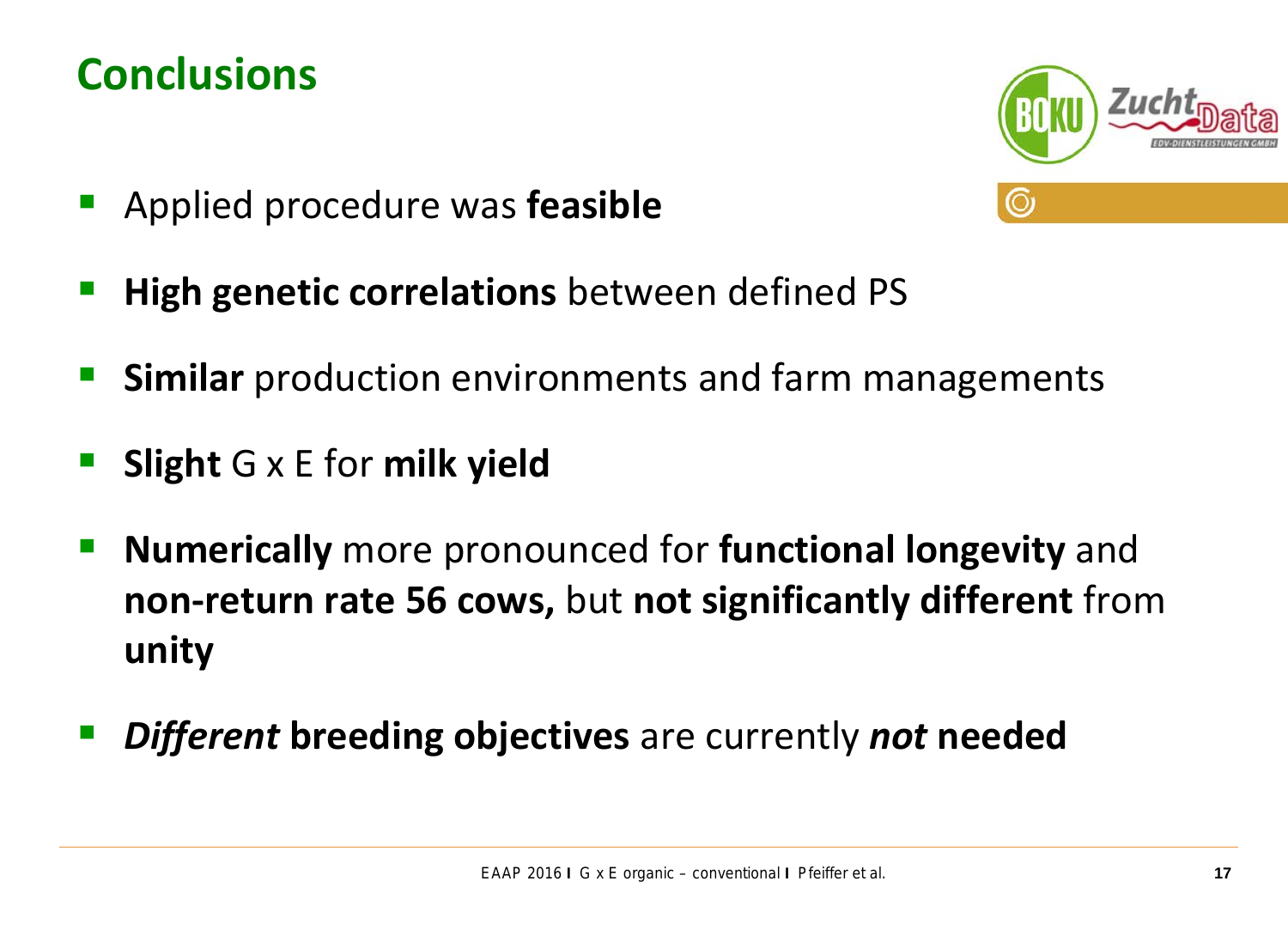# Conclusions

- Applied procedure was **feasible**
- **High genetic correlations** between defined PS
- **Similar** production environments and farm managements
- **Slight** G x E for **milk yield**
- **Numerically** more pronounced for **functional longevity** and **non-return rate 56 cows,** but **not significantly different** from **unity**
- ***Different*** **breeding objectives** are currently ***not*** **needed**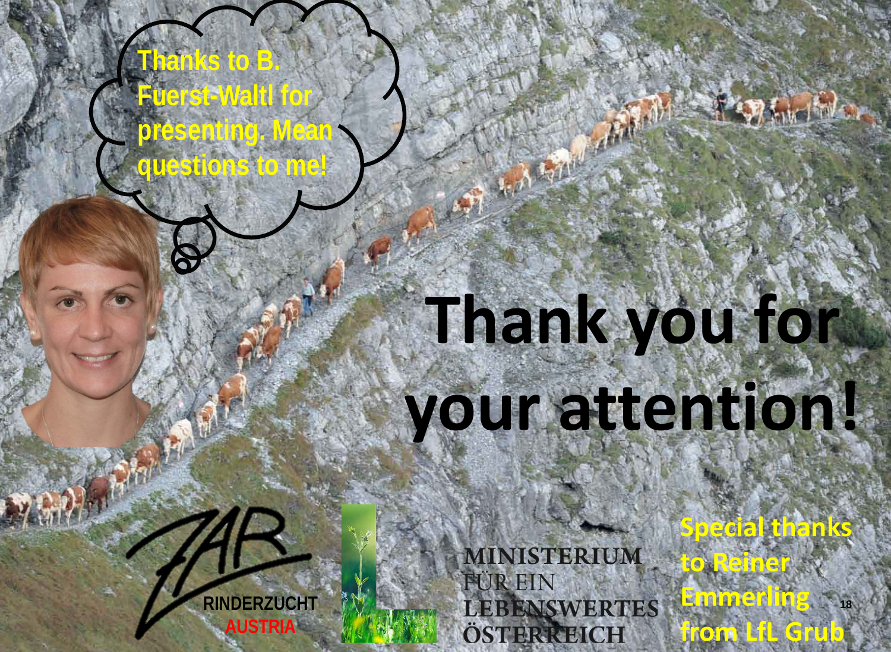Thanks to B. Fuerst-Waltl for presenting. Mean questions to me!

# Thank you for your attention!

ZAR RINDERZUCHT AUSTRIA

MINISTERIUM FÜR EIN LEBENSWERTES ÖSTERREICH

Special thanks to Reiner Emmerling from LfL Grub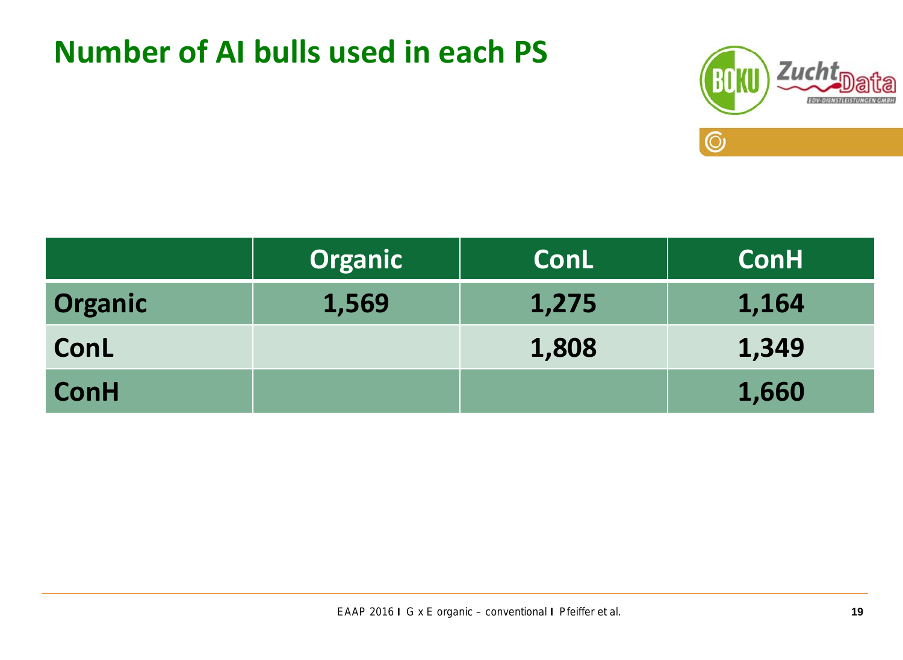# Number of AI bulls used in each PS

| | Organic | ConL | ConH |
|---|---|---|---|
| **Organic** | 1,569 | 1,275 | 1,164 |
| **ConL** | | 1,808 | 1,349 |
| **ConH** | | | 1,660 |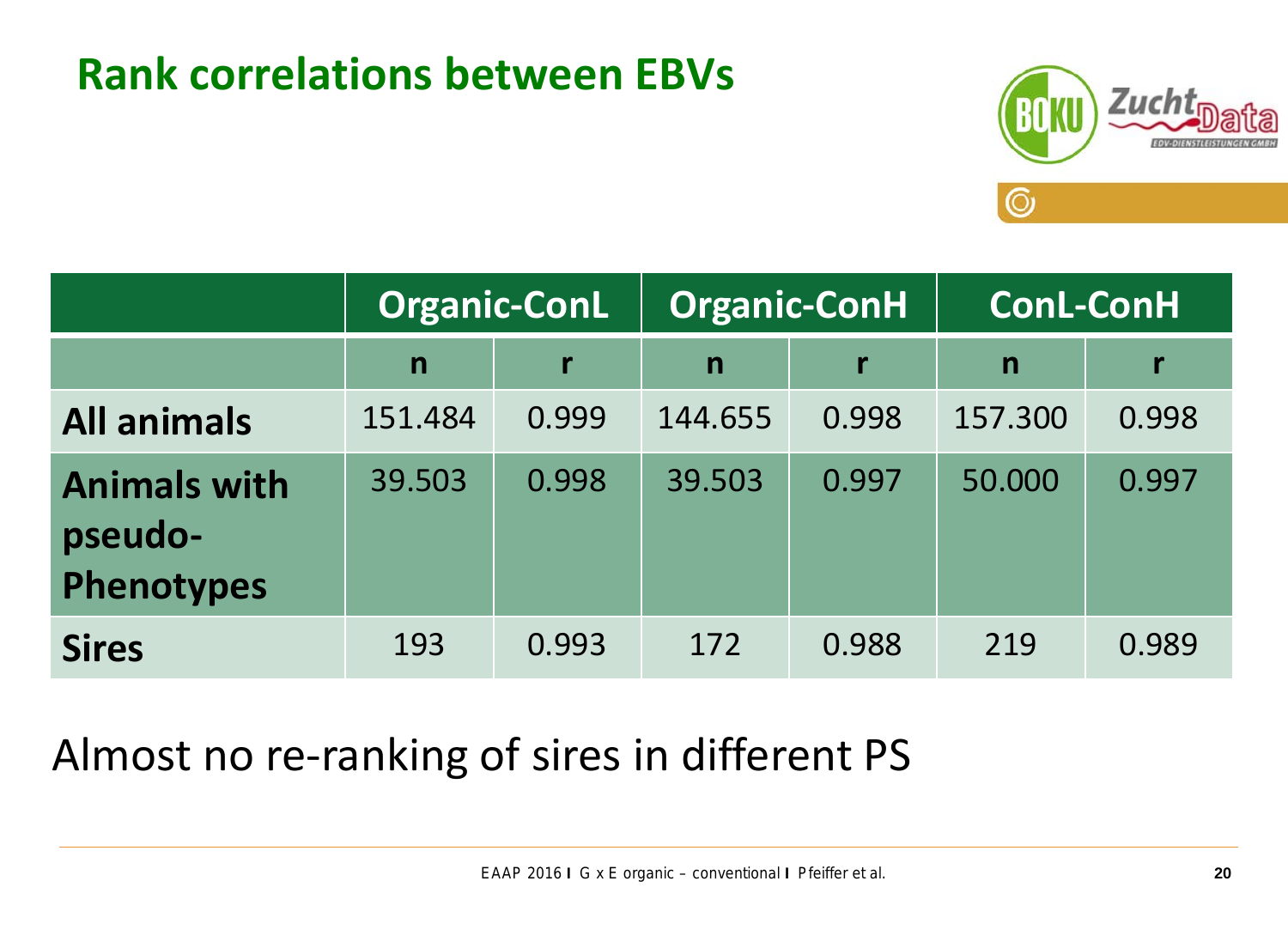# Rank correlations between EBVs

| | Organic-ConL | | Organic-ConH | | ConL-ConH | |
|---|---|---|---|---|---|---|
| | **n** | **r** | **n** | **r** | **n** | **r** |
| **All animals** | 151.484 | 0.999 | 144.655 | 0.998 | 157.300 | 0.998 |
| **Animals with pseudo-Phenotypes** | 39.503 | 0.998 | 39.503 | 0.997 | 50.000 | 0.997 |
| **Sires** | 193 | 0.993 | 172 | 0.988 | 219 | 0.989 |

Almost no re-ranking of sires in different PS